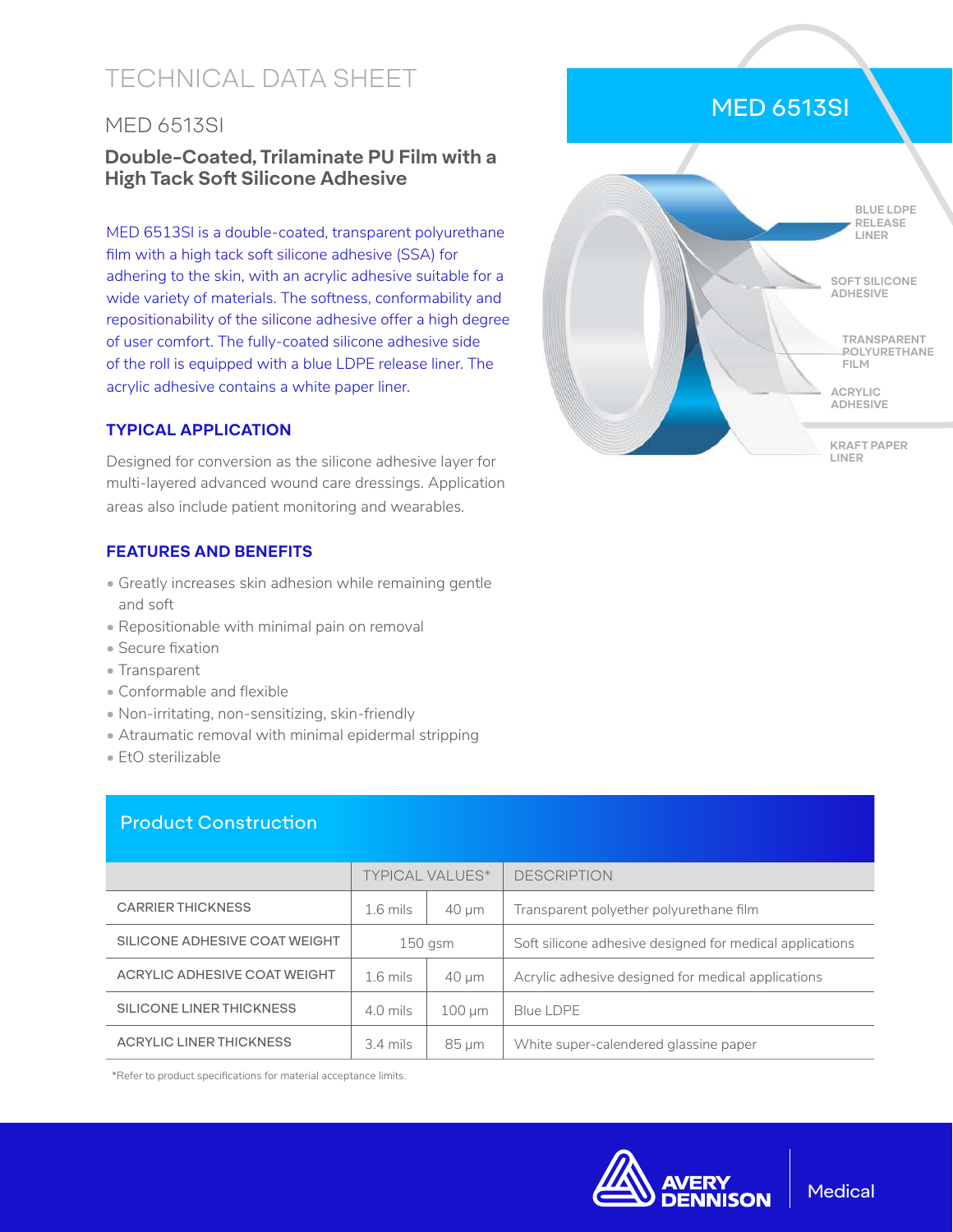# TECHNICAL DATA SHEET

## MED 6513SI

### Double-Coated, Trilaminate PU Film with a High Tack Soft Silicone Adhesive

MED 6513SI is a double-coated, transparent polyurethane film with a high tack soft silicone adhesive (SSA) for adhering to the skin, with an acrylic adhesive suitable for a wide variety of materials. The softness, conformability and repositionability of the silicone adhesive offer a high degree of user comfort. The fully-coated silicone adhesive side of the roll is equipped with a blue LDPE release liner. The acrylic adhesive contains a white paper liner.

MED 6513SI

BLUE LDPE RELEASE LINER

SOFT SILICONE ADHESIVE

TRANSPARENT POLYURETHANE FILM

ACRYLIC ADHESIVE

KRAFT PAPER LINER

#### TYPICAL APPLICATION

Designed for conversion as the silicone adhesive layer for multi-layered advanced wound care dressings. Application areas also include patient monitoring and wearables.

#### FEATURES AND BENEFITS

- Greatly increases skin adhesion while remaining gentle and soft
- Repositionable with minimal pain on removal
- Secure fixation
- Transparent
- Conformable and flexible
- Non-irritating, non-sensitizing, skin-friendly
- Atraumatic removal with minimal epidermal stripping
- EtO sterilizable

#### Product Construction

| | TYPICAL VALUES* | | DESCRIPTION |
|---|---|---|---|
| CARRIER THICKNESS | 1.6 mils | 40 µm | Transparent polyether polyurethane film |
| SILICONE ADHESIVE COAT WEIGHT | 150 gsm | | Soft silicone adhesive designed for medical applications |
| ACRYLIC ADHESIVE COAT WEIGHT | 1.6 mils | 40 µm | Acrylic adhesive designed for medical applications |
| SILICONE LINER THICKNESS | 4.0 mils | 100 µm | Blue LDPE |
| ACRYLIC LINER THICKNESS | 3.4 mils | 85 µm | White super-calendered glassine paper |

*Refer to product specifications for material acceptance limits.

AVERY DENNISON | Medical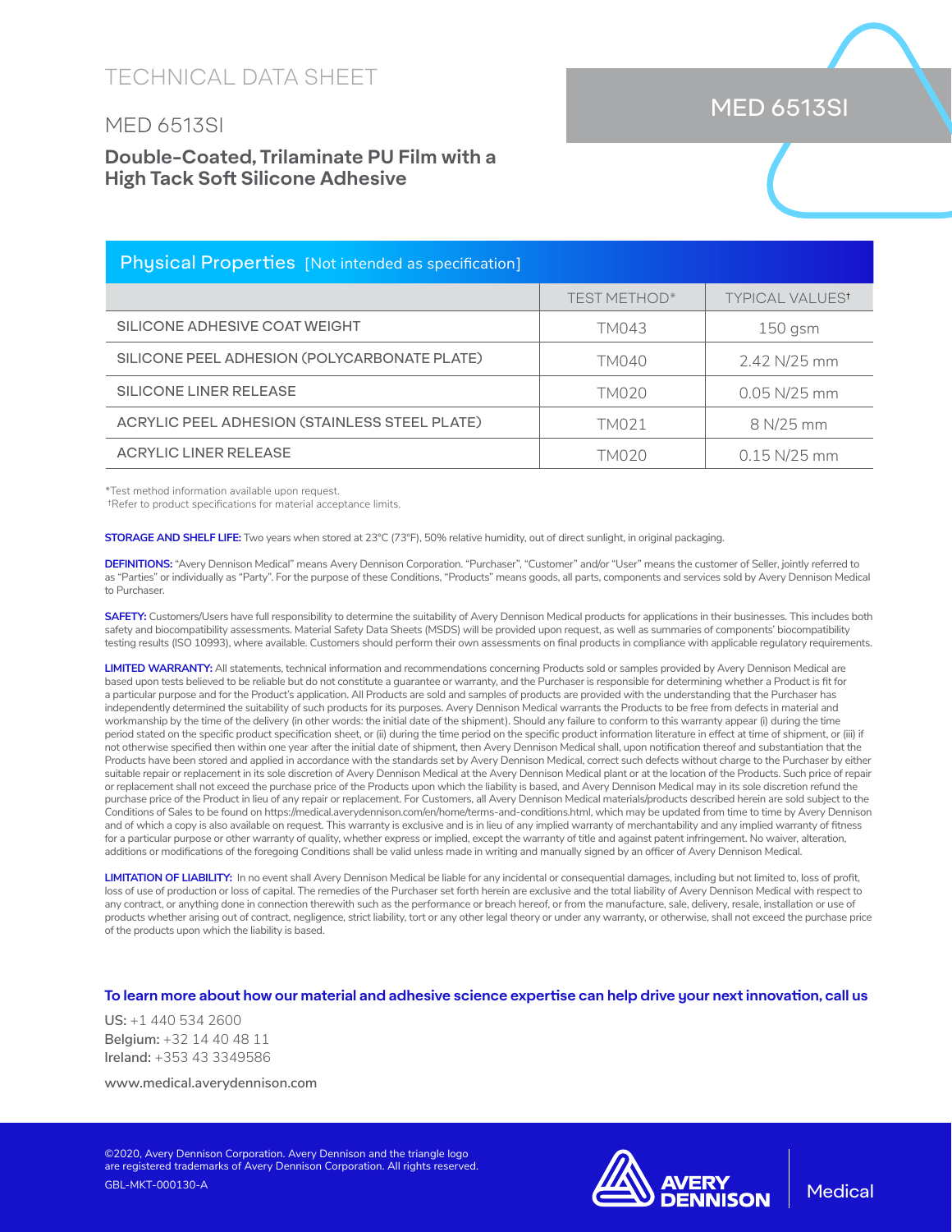# TECHNICAL DATA SHEET

## MED 6513SI

### Double-Coated, Trilaminate PU Film with a High Tack Soft Silicone Adhesive

MED 6513SI

## Physical Properties [Not intended as specification]

| | TEST METHOD* | TYPICAL VALUES† |
|---|---|---|
| SILICONE ADHESIVE COAT WEIGHT | TM043 | 150 gsm |
| SILICONE PEEL ADHESION (POLYCARBONATE PLATE) | TM040 | 2.42 N/25 mm |
| SILICONE LINER RELEASE | TM020 | 0.05 N/25 mm |
| ACRYLIC PEEL ADHESION (STAINLESS STEEL PLATE) | TM021 | 8 N/25 mm |
| ACRYLIC LINER RELEASE | TM020 | 0.15 N/25 mm |

*Test method information available upon request.
†Refer to product specifications for material acceptance limits.

**STORAGE AND SHELF LIFE:** Two years when stored at 23°C (73°F), 50% relative humidity, out of direct sunlight, in original packaging.

**DEFINITIONS:** "Avery Dennison Medical" means Avery Dennison Corporation. "Purchaser", "Customer" and/or "User" means the customer of Seller, jointly referred to as "Parties" or individually as "Party". For the purpose of these Conditions, "Products" means goods, all parts, components and services sold by Avery Dennison Medical to Purchaser.

**SAFETY:** Customers/Users have full responsibility to determine the suitability of Avery Dennison Medical products for applications in their businesses. This includes both safety and biocompatibility assessments. Material Safety Data Sheets (MSDS) will be provided upon request, as well as summaries of components' biocompatibility testing results (ISO 10993), where available. Customers should perform their own assessments on final products in compliance with applicable regulatory requirements.

**LIMITED WARRANTY:** All statements, technical information and recommendations concerning Products sold or samples provided by Avery Dennison Medical are based upon tests believed to be reliable but do not constitute a guarantee or warranty, and the Purchaser is responsible for determining whether a Product is fit for a particular purpose and for the Product's application. All Products are sold and samples of products are provided with the understanding that the Purchaser has independently determined the suitability of such products for its purposes. Avery Dennison Medical warrants the Products to be free from defects in material and workmanship by the time of the delivery (in other words: the initial date of the shipment). Should any failure to conform to this warranty appear (i) during the time period stated on the specific product specification sheet, or (ii) during the time period on the specific product information literature in effect at time of shipment, or (iii) if not otherwise specified then within one year after the initial date of shipment, then Avery Dennison Medical shall, upon notification thereof and substantiation that the Products have been stored and applied in accordance with the standards set by Avery Dennison Medical, correct such defects without charge to the Purchaser by either suitable repair or replacement in its sole discretion of Avery Dennison Medical at the Avery Dennison Medical plant or at the location of the Products. Such price of repair or replacement shall not exceed the purchase price of the Products upon which the liability is based, and Avery Dennison Medical may in its sole discretion refund the purchase price of the Product in lieu of any repair or replacement. For Customers, all Avery Dennison Medical materials/products described herein are sold subject to the Conditions of Sales to be found on https://medical.averydennison.com/en/home/terms-and-conditions.html, which may be updated from time to time by Avery Dennison and of which a copy is also available on request. This warranty is exclusive and is in lieu of any implied warranty of merchantability and any implied warranty of fitness for a particular purpose or other warranty of quality, whether express or implied, except the warranty of title and against patent infringement. No waiver, alteration, additions or modifications of the foregoing Conditions shall be valid unless made in writing and manually signed by an officer of Avery Dennison Medical.

**LIMITATION OF LIABILITY:** In no event shall Avery Dennison Medical be liable for any incidental or consequential damages, including but not limited to, loss of profit, loss of use of production or loss of capital. The remedies of the Purchaser set forth herein are exclusive and the total liability of Avery Dennison Medical with respect to any contract, or anything done in connection therewith such as the performance or breach hereof, or from the manufacture, sale, delivery, resale, installation or use of products whether arising out of contract, negligence, strict liability, tort or any other legal theory or under any warranty, or otherwise, shall not exceed the purchase price of the products upon which the liability is based.

**To learn more about how our material and adhesive science expertise can help drive your next innovation, call us**

US: +1 440 534 2600
Belgium: +32 14 40 48 11
Ireland: +353 43 3349586

www.medical.averydennison.com

©2020, Avery Dennison Corporation. Avery Dennison and the triangle logo are registered trademarks of Avery Dennison Corporation. All rights reserved.

GBL-MKT-000130-A

AVERY DENNISON Medical